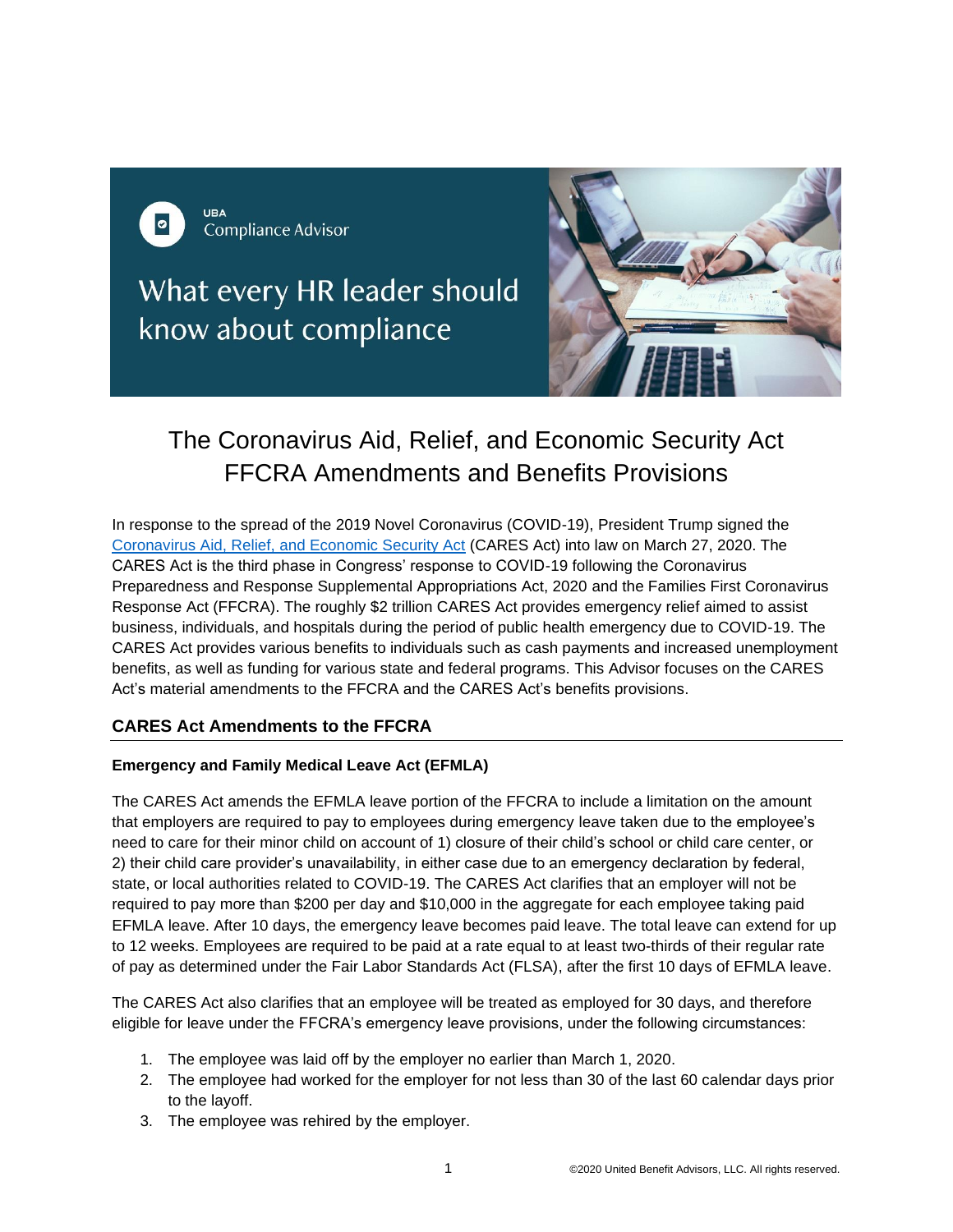UBA

Compliance Advisor

What every HR leader should know about compliance

# The Coronavirus Aid, Relief, and Economic Security Act FFCRA Amendments and Benefits Provisions

In response to the spread of the 2019 Novel Coronavirus (COVID-19), President Trump signed the Coronavirus Aid, Relief, and Economic Security Act (CARES Act) into law on March 27, 2020. The CARES Act is the third phase in Congress' response to COVID-19 following the Coronavirus Preparedness and Response Supplemental Appropriations Act, 2020 and the Families First Coronavirus Response Act (FFCRA). The roughly $2 trillion CARES Act provides emergency relief aimed to assist business, individuals, and hospitals during the period of public health emergency due to COVID-19. The CARES Act provides various benefits to individuals such as cash payments and increased unemployment benefits, as well as funding for various state and federal programs. This Advisor focuses on the CARES Act's material amendments to the FFCRA and the CARES Act's benefits provisions.

## CARES Act Amendments to the FFCRA

### Emergency and Family Medical Leave Act (EFMLA)

The CARES Act amends the EFMLA leave portion of the FFCRA to include a limitation on the amount that employers are required to pay to employees during emergency leave taken due to the employee's need to care for their minor child on account of 1) closure of their child's school or child care center, or 2) their child care provider's unavailability, in either case due to an emergency declaration by federal, state, or local authorities related to COVID-19. The CARES Act clarifies that an employer will not be required to pay more than $200 per day and $10,000 in the aggregate for each employee taking paid EFMLA leave. After 10 days, the emergency leave becomes paid leave. The total leave can extend for up to 12 weeks. Employees are required to be paid at a rate equal to at least two-thirds of their regular rate of pay as determined under the Fair Labor Standards Act (FLSA), after the first 10 days of EFMLA leave.

The CARES Act also clarifies that an employee will be treated as employed for 30 days, and therefore eligible for leave under the FFCRA's emergency leave provisions, under the following circumstances:

1. The employee was laid off by the employer no earlier than March 1, 2020.
2. The employee had worked for the employer for not less than 30 of the last 60 calendar days prior to the layoff.
3. The employee was rehired by the employer.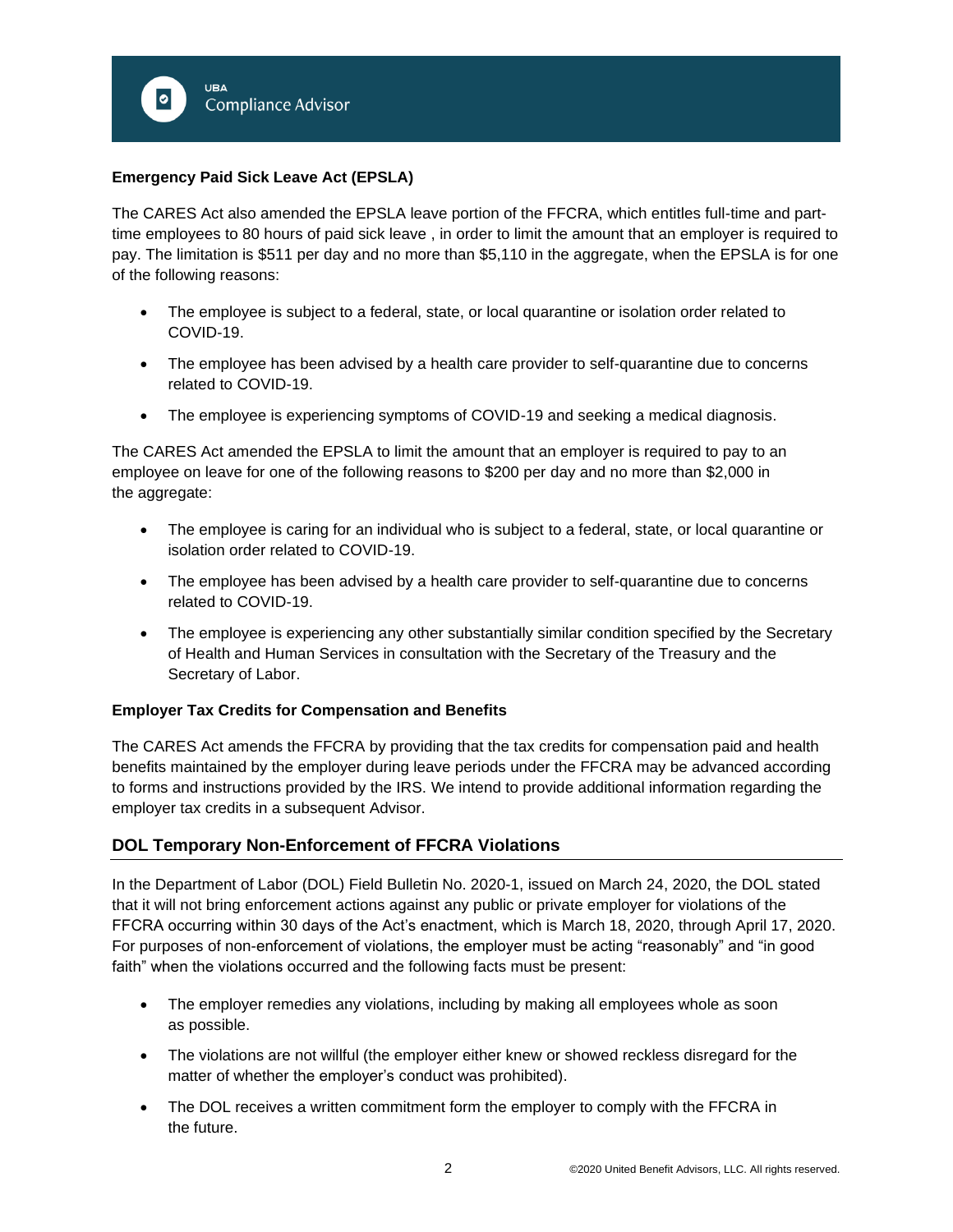**Emergency Paid Sick Leave Act (EPSLA)**

The CARES Act also amended the EPSLA leave portion of the FFCRA, which entitles full-time and part-time employees to 80 hours of paid sick leave , in order to limit the amount that an employer is required to pay. The limitation is $511 per day and no more than $5,110 in the aggregate, when the EPSLA is for one of the following reasons:

- The employee is subject to a federal, state, or local quarantine or isolation order related to COVID-19.
- The employee has been advised by a health care provider to self-quarantine due to concerns related to COVID-19.
- The employee is experiencing symptoms of COVID-19 and seeking a medical diagnosis.

The CARES Act amended the EPSLA to limit the amount that an employer is required to pay to an employee on leave for one of the following reasons to $200 per day and no more than $2,000 in the aggregate:

- The employee is caring for an individual who is subject to a federal, state, or local quarantine or isolation order related to COVID-19.
- The employee has been advised by a health care provider to self-quarantine due to concerns related to COVID-19.
- The employee is experiencing any other substantially similar condition specified by the Secretary of Health and Human Services in consultation with the Secretary of the Treasury and the Secretary of Labor.

**Employer Tax Credits for Compensation and Benefits**

The CARES Act amends the FFCRA by providing that the tax credits for compensation paid and health benefits maintained by the employer during leave periods under the FFCRA may be advanced according to forms and instructions provided by the IRS. We intend to provide additional information regarding the employer tax credits in a subsequent Advisor.

## DOL Temporary Non-Enforcement of FFCRA Violations

In the Department of Labor (DOL) Field Bulletin No. 2020-1, issued on March 24, 2020, the DOL stated that it will not bring enforcement actions against any public or private employer for violations of the FFCRA occurring within 30 days of the Act's enactment, which is March 18, 2020, through April 17, 2020. For purposes of non-enforcement of violations, the employer must be acting "reasonably" and "in good faith" when the violations occurred and the following facts must be present:

- The employer remedies any violations, including by making all employees whole as soon as possible.
- The violations are not willful (the employer either knew or showed reckless disregard for the matter of whether the employer's conduct was prohibited).
- The DOL receives a written commitment form the employer to comply with the FFCRA in the future.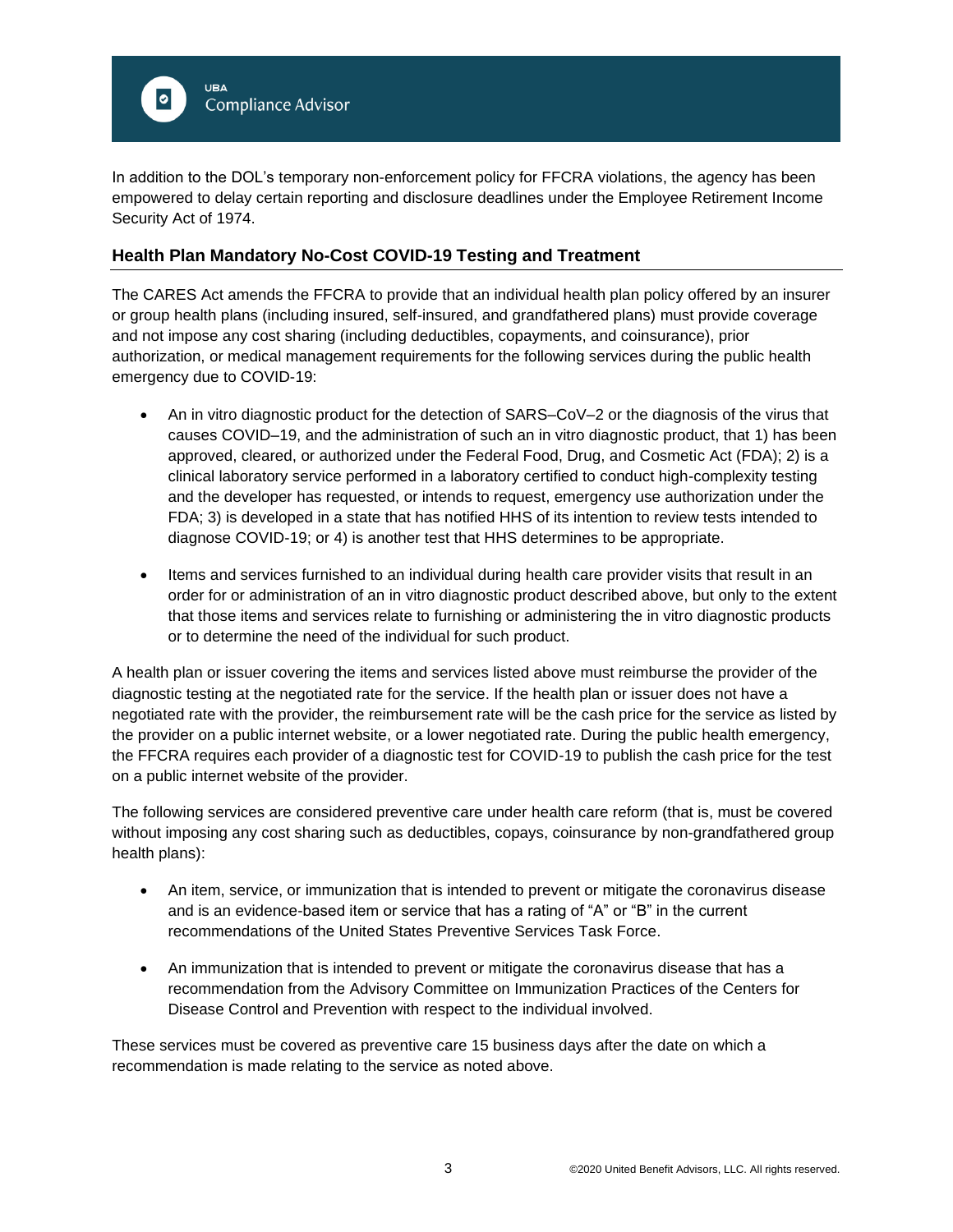In addition to the DOL's temporary non-enforcement policy for FFCRA violations, the agency has been empowered to delay certain reporting and disclosure deadlines under the Employee Retirement Income Security Act of 1974.

## Health Plan Mandatory No-Cost COVID-19 Testing and Treatment

The CARES Act amends the FFCRA to provide that an individual health plan policy offered by an insurer or group health plans (including insured, self-insured, and grandfathered plans) must provide coverage and not impose any cost sharing (including deductibles, copayments, and coinsurance), prior authorization, or medical management requirements for the following services during the public health emergency due to COVID-19:

- An in vitro diagnostic product for the detection of SARS–CoV–2 or the diagnosis of the virus that causes COVID–19, and the administration of such an in vitro diagnostic product, that 1) has been approved, cleared, or authorized under the Federal Food, Drug, and Cosmetic Act (FDA); 2) is a clinical laboratory service performed in a laboratory certified to conduct high-complexity testing and the developer has requested, or intends to request, emergency use authorization under the FDA; 3) is developed in a state that has notified HHS of its intention to review tests intended to diagnose COVID-19; or 4) is another test that HHS determines to be appropriate.
- Items and services furnished to an individual during health care provider visits that result in an order for or administration of an in vitro diagnostic product described above, but only to the extent that those items and services relate to furnishing or administering the in vitro diagnostic products or to determine the need of the individual for such product.

A health plan or issuer covering the items and services listed above must reimburse the provider of the diagnostic testing at the negotiated rate for the service. If the health plan or issuer does not have a negotiated rate with the provider, the reimbursement rate will be the cash price for the service as listed by the provider on a public internet website, or a lower negotiated rate. During the public health emergency, the FFCRA requires each provider of a diagnostic test for COVID-19 to publish the cash price for the test on a public internet website of the provider.

The following services are considered preventive care under health care reform (that is, must be covered without imposing any cost sharing such as deductibles, copays, coinsurance by non-grandfathered group health plans):

- An item, service, or immunization that is intended to prevent or mitigate the coronavirus disease and is an evidence-based item or service that has a rating of "A" or "B" in the current recommendations of the United States Preventive Services Task Force.
- An immunization that is intended to prevent or mitigate the coronavirus disease that has a recommendation from the Advisory Committee on Immunization Practices of the Centers for Disease Control and Prevention with respect to the individual involved.

These services must be covered as preventive care 15 business days after the date on which a recommendation is made relating to the service as noted above.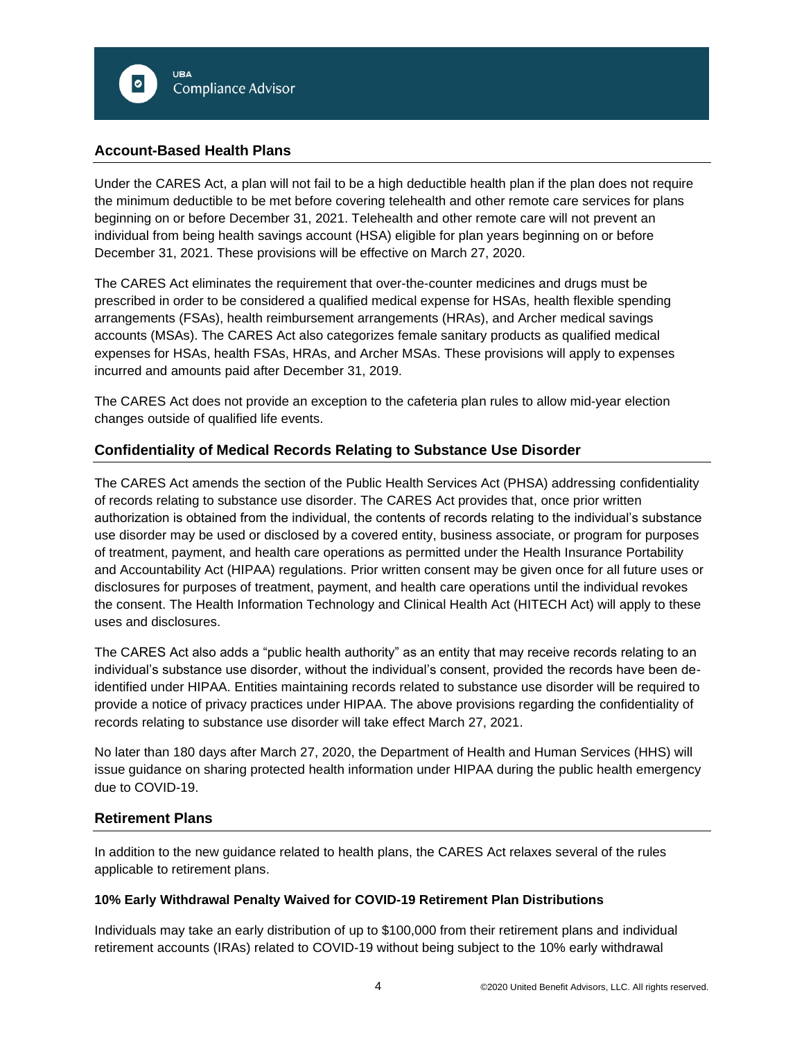## Account-Based Health Plans

Under the CARES Act, a plan will not fail to be a high deductible health plan if the plan does not require the minimum deductible to be met before covering telehealth and other remote care services for plans beginning on or before December 31, 2021. Telehealth and other remote care will not prevent an individual from being health savings account (HSA) eligible for plan years beginning on or before December 31, 2021. These provisions will be effective on March 27, 2020.

The CARES Act eliminates the requirement that over-the-counter medicines and drugs must be prescribed in order to be considered a qualified medical expense for HSAs, health flexible spending arrangements (FSAs), health reimbursement arrangements (HRAs), and Archer medical savings accounts (MSAs). The CARES Act also categorizes female sanitary products as qualified medical expenses for HSAs, health FSAs, HRAs, and Archer MSAs. These provisions will apply to expenses incurred and amounts paid after December 31, 2019.

The CARES Act does not provide an exception to the cafeteria plan rules to allow mid-year election changes outside of qualified life events.

## Confidentiality of Medical Records Relating to Substance Use Disorder

The CARES Act amends the section of the Public Health Services Act (PHSA) addressing confidentiality of records relating to substance use disorder. The CARES Act provides that, once prior written authorization is obtained from the individual, the contents of records relating to the individual's substance use disorder may be used or disclosed by a covered entity, business associate, or program for purposes of treatment, payment, and health care operations as permitted under the Health Insurance Portability and Accountability Act (HIPAA) regulations. Prior written consent may be given once for all future uses or disclosures for purposes of treatment, payment, and health care operations until the individual revokes the consent. The Health Information Technology and Clinical Health Act (HITECH Act) will apply to these uses and disclosures.

The CARES Act also adds a "public health authority" as an entity that may receive records relating to an individual's substance use disorder, without the individual's consent, provided the records have been de-identified under HIPAA. Entities maintaining records related to substance use disorder will be required to provide a notice of privacy practices under HIPAA. The above provisions regarding the confidentiality of records relating to substance use disorder will take effect March 27, 2021.

No later than 180 days after March 27, 2020, the Department of Health and Human Services (HHS) will issue guidance on sharing protected health information under HIPAA during the public health emergency due to COVID-19.

## Retirement Plans

In addition to the new guidance related to health plans, the CARES Act relaxes several of the rules applicable to retirement plans.

### 10% Early Withdrawal Penalty Waived for COVID-19 Retirement Plan Distributions

Individuals may take an early distribution of up to $100,000 from their retirement plans and individual retirement accounts (IRAs) related to COVID-19 without being subject to the 10% early withdrawal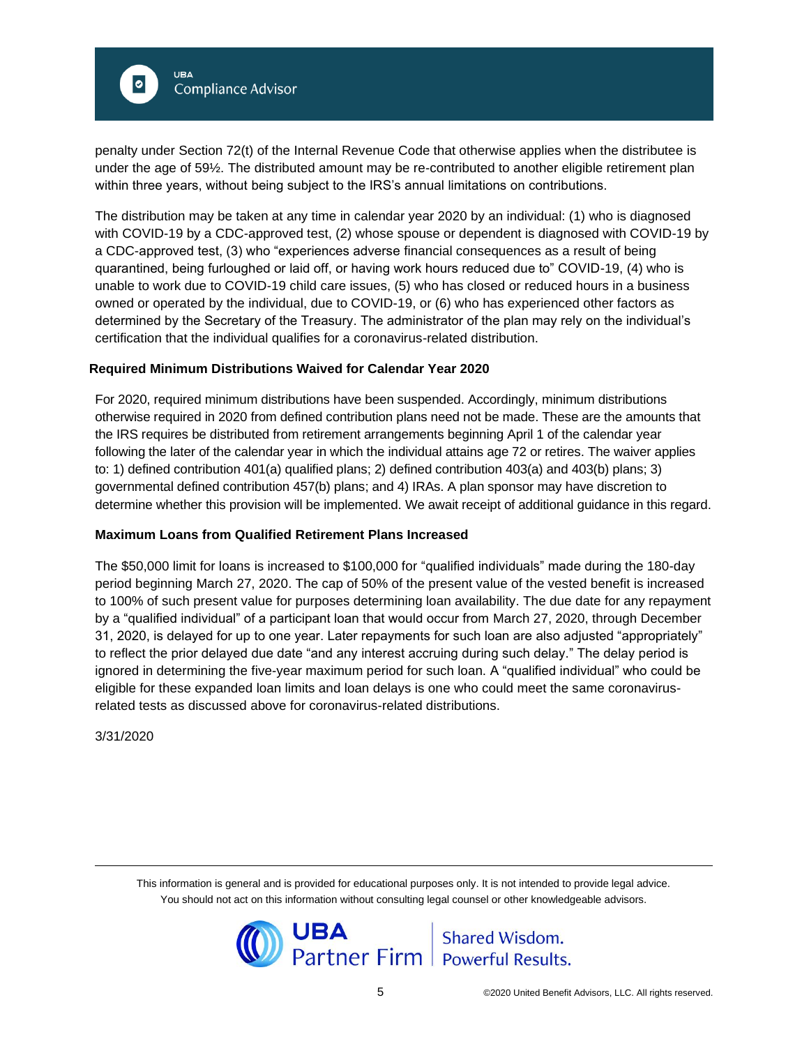penalty under Section 72(t) of the Internal Revenue Code that otherwise applies when the distributee is under the age of 59½. The distributed amount may be re-contributed to another eligible retirement plan within three years, without being subject to the IRS's annual limitations on contributions.

The distribution may be taken at any time in calendar year 2020 by an individual: (1) who is diagnosed with COVID-19 by a CDC-approved test, (2) whose spouse or dependent is diagnosed with COVID-19 by a CDC-approved test, (3) who "experiences adverse financial consequences as a result of being quarantined, being furloughed or laid off, or having work hours reduced due to" COVID-19, (4) who is unable to work due to COVID-19 child care issues, (5) who has closed or reduced hours in a business owned or operated by the individual, due to COVID-19, or (6) who has experienced other factors as determined by the Secretary of the Treasury. The administrator of the plan may rely on the individual's certification that the individual qualifies for a coronavirus-related distribution.

### Required Minimum Distributions Waived for Calendar Year 2020

For 2020, required minimum distributions have been suspended. Accordingly, minimum distributions otherwise required in 2020 from defined contribution plans need not be made. These are the amounts that the IRS requires be distributed from retirement arrangements beginning April 1 of the calendar year following the later of the calendar year in which the individual attains age 72 or retires. The waiver applies to: 1) defined contribution 401(a) qualified plans; 2) defined contribution 403(a) and 403(b) plans; 3) governmental defined contribution 457(b) plans; and 4) IRAs. A plan sponsor may have discretion to determine whether this provision will be implemented. We await receipt of additional guidance in this regard.

### Maximum Loans from Qualified Retirement Plans Increased

The $50,000 limit for loans is increased to $100,000 for "qualified individuals" made during the 180-day period beginning March 27, 2020. The cap of 50% of the present value of the vested benefit is increased to 100% of such present value for purposes determining loan availability. The due date for any repayment by a "qualified individual" of a participant loan that would occur from March 27, 2020, through December 31, 2020, is delayed for up to one year. Later repayments for such loan are also adjusted "appropriately" to reflect the prior delayed due date "and any interest accruing during such delay." The delay period is ignored in determining the five-year maximum period for such loan. A "qualified individual" who could be eligible for these expanded loan limits and loan delays is one who could meet the same coronavirus-related tests as discussed above for coronavirus-related distributions.

3/31/2020

This information is general and is provided for educational purposes only. It is not intended to provide legal advice. You should not act on this information without consulting legal counsel or other knowledgeable advisors.